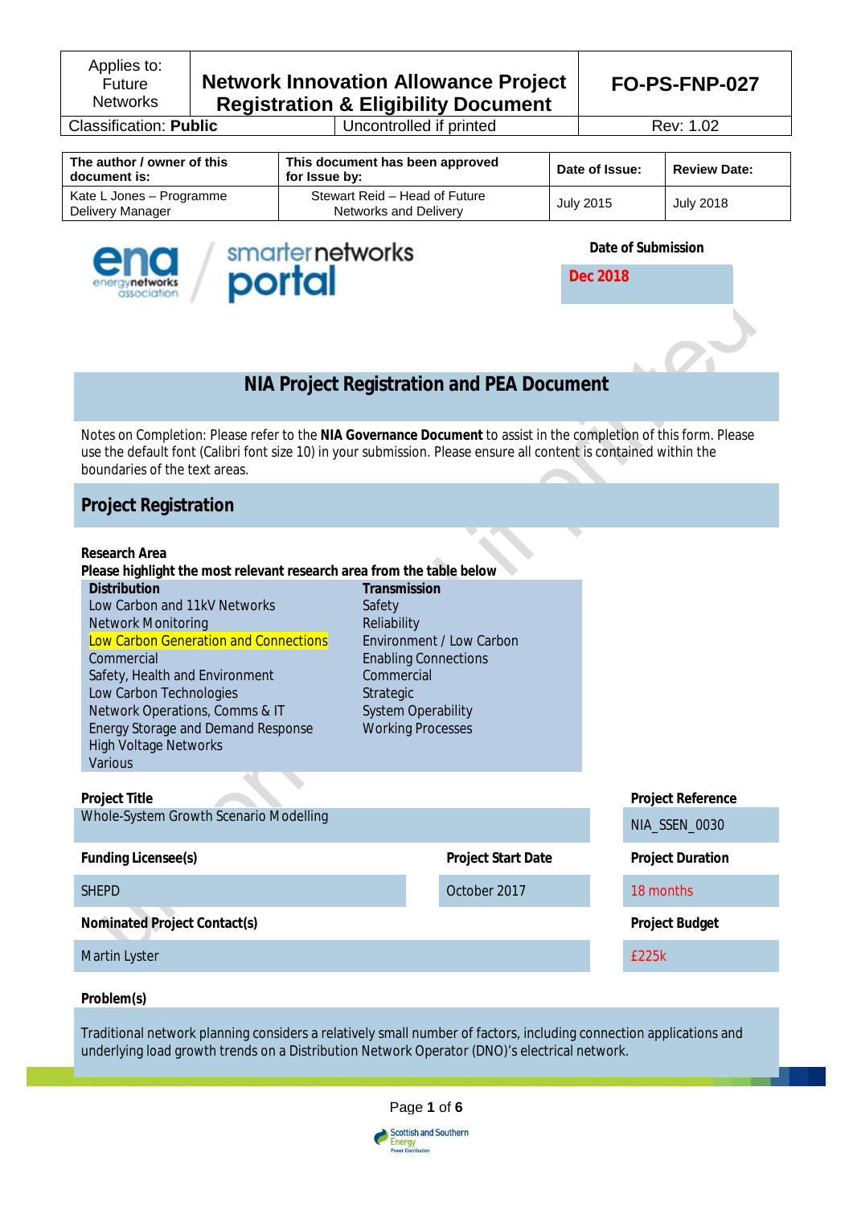| Applies to: Future Networks | Network Innovation Allowance Project Registration & Eligibility Document | FO-PS-FNP-027 |
|---|---|---|
| Classification: **Public** | Uncontrolled if printed | Rev: 1.02 |

| The author / owner of this document is: | This document has been approved for Issue by: | Date of Issue: | Review Date: |
|---|---|---|---|
| Kate L Jones – Programme Delivery Manager | Stewart Reid – Head of Future Networks and Delivery | July 2015 | July 2018 |

**Date of Submission**

**Dec 2018**

# NIA Project Registration and PEA Document

Notes on Completion: Please refer to the **NIA Governance Document** to assist in the completion of this form. Please use the default font (Calibri font size 10) in your submission. Please ensure all content is contained within the boundaries of the text areas.

## Project Registration

**Research Area**

**Please highlight the most relevant research area from the table below**

| **Distribution** | **Transmission** |
|---|---|
| Low Carbon and 11kV Networks | Safety |
| Network Monitoring | Reliability |
| Low Carbon Generation and Connections | Environment / Low Carbon |
| Commercial | Enabling Connections |
| Safety, Health and Environment | Commercial |
| Low Carbon Technologies | Strategic |
| Network Operations, Comms & IT | System Operability |
| Energy Storage and Demand Response | Working Processes |
| High Voltage Networks | |
| Various | |

**Project Title**

Whole-System Growth Scenario Modelling

**Project Reference**

NIA_SSEN_0030

**Funding Licensee(s)**

SHEPD

**Project Start Date**

October 2017

**Project Duration**

18 months

**Nominated Project Contact(s)**

Martin Lyster

**Project Budget**

£225k

**Problem(s)**

Traditional network planning considers a relatively small number of factors, including connection applications and underlying load growth trends on a Distribution Network Operator (DNO)'s electrical network.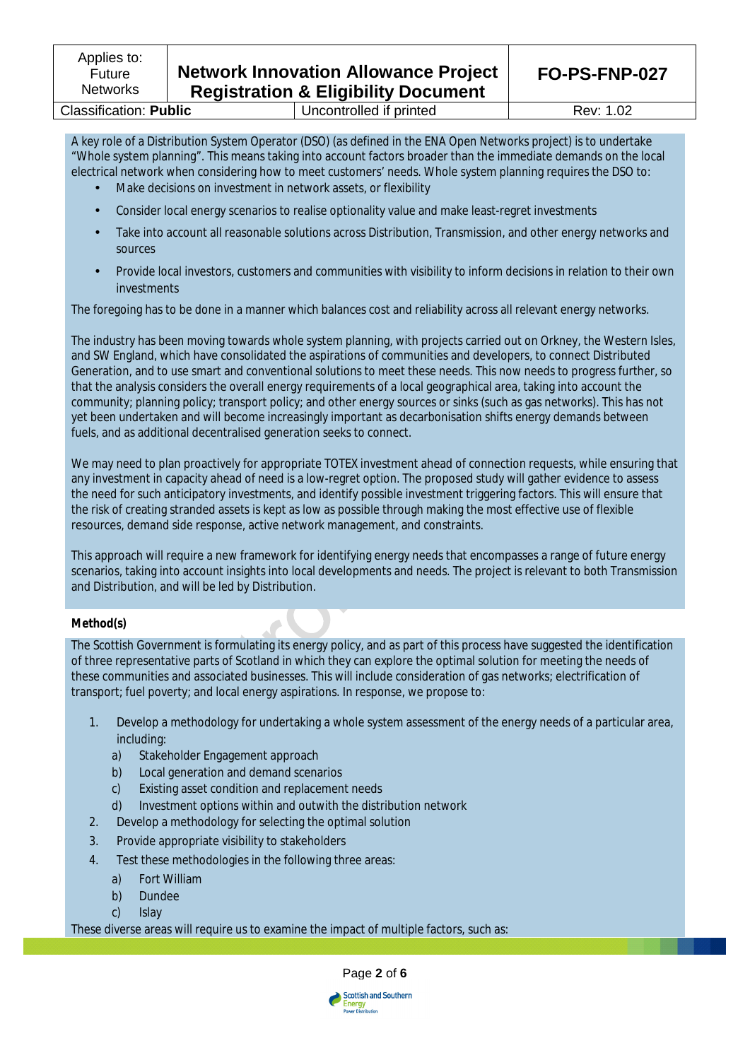A key role of a Distribution System Operator (DSO) (as defined in the ENA Open Networks project) is to undertake "Whole system planning". This means taking into account factors broader than the immediate demands on the local electrical network when considering how to meet customers' needs. Whole system planning requires the DSO to:

- Make decisions on investment in network assets, or flexibility
- Consider local energy scenarios to realise optionality value and make least-regret investments
- Take into account all reasonable solutions across Distribution, Transmission, and other energy networks and sources
- Provide local investors, customers and communities with visibility to inform decisions in relation to their own investments

The foregoing has to be done in a manner which balances cost and reliability across all relevant energy networks.

The industry has been moving towards whole system planning, with projects carried out on Orkney, the Western Isles, and SW England, which have consolidated the aspirations of communities and developers, to connect Distributed Generation, and to use smart and conventional solutions to meet these needs. This now needs to progress further, so that the analysis considers the overall energy requirements of a local geographical area, taking into account the community; planning policy; transport policy; and other energy sources or sinks (such as gas networks). This has not yet been undertaken and will become increasingly important as decarbonisation shifts energy demands between fuels, and as additional decentralised generation seeks to connect.

We may need to plan proactively for appropriate TOTEX investment ahead of connection requests, while ensuring that any investment in capacity ahead of need is a low-regret option. The proposed study will gather evidence to assess the need for such anticipatory investments, and identify possible investment triggering factors. This will ensure that the risk of creating stranded assets is kept as low as possible through making the most effective use of flexible resources, demand side response, active network management, and constraints.

This approach will require a new framework for identifying energy needs that encompasses a range of future energy scenarios, taking into account insights into local developments and needs. The project is relevant to both Transmission and Distribution, and will be led by Distribution.

**Method(s)**

The Scottish Government is formulating its energy policy, and as part of this process have suggested the identification of three representative parts of Scotland in which they can explore the optimal solution for meeting the needs of these communities and associated businesses. This will include consideration of gas networks; electrification of transport; fuel poverty; and local energy aspirations. In response, we propose to:

1. Develop a methodology for undertaking a whole system assessment of the energy needs of a particular area, including:
   a) Stakeholder Engagement approach
   b) Local generation and demand scenarios
   c) Existing asset condition and replacement needs
   d) Investment options within and outwith the distribution network
2. Develop a methodology for selecting the optimal solution
3. Provide appropriate visibility to stakeholders
4. Test these methodologies in the following three areas:
   a) Fort William
   b) Dundee
   c) Islay

These diverse areas will require us to examine the impact of multiple factors, such as: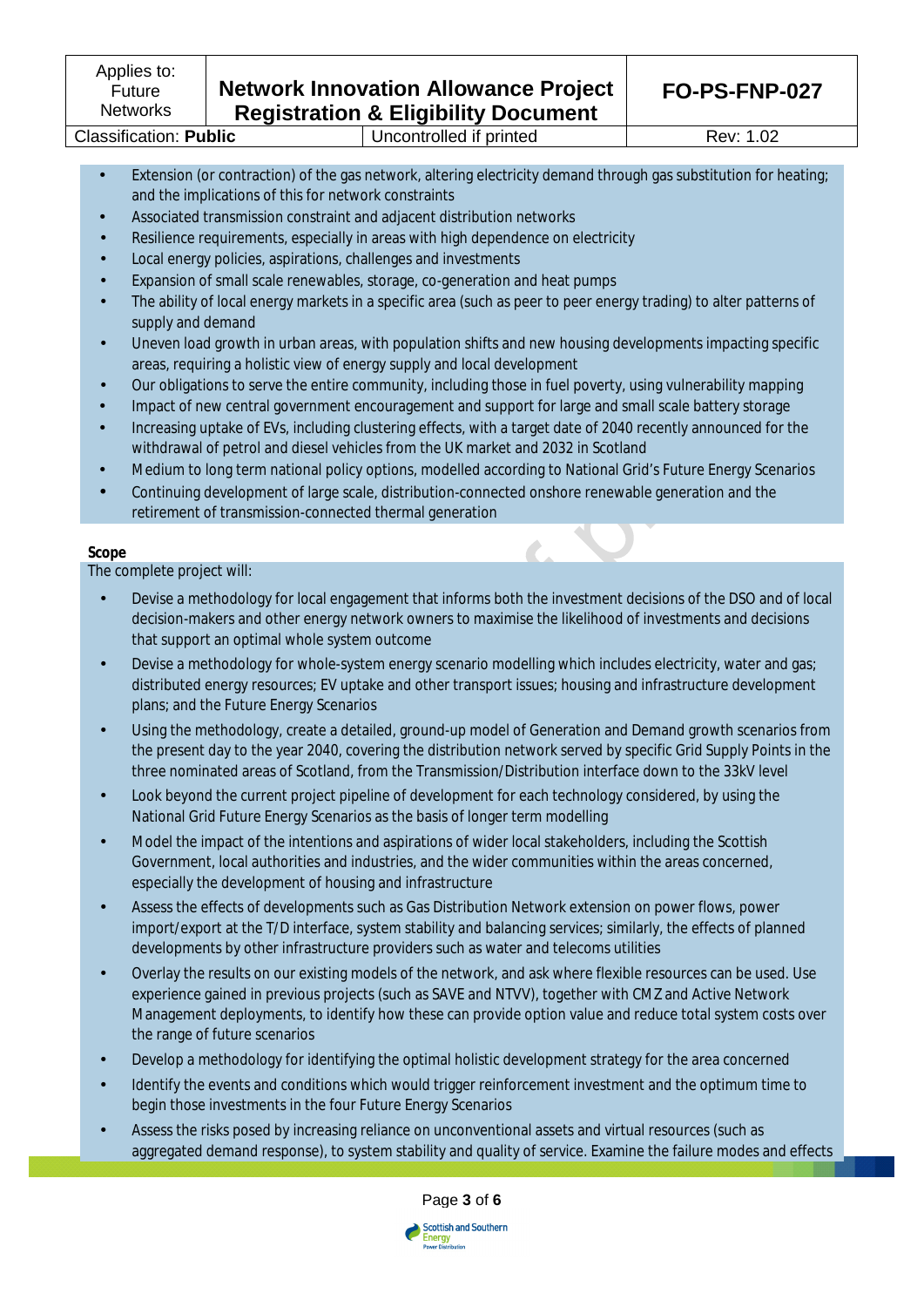- Extension (or contraction) of the gas network, altering electricity demand through gas substitution for heating; and the implications of this for network constraints
- Associated transmission constraint and adjacent distribution networks
- Resilience requirements, especially in areas with high dependence on electricity
- Local energy policies, aspirations, challenges and investments
- Expansion of small scale renewables, storage, co-generation and heat pumps
- The ability of local energy markets in a specific area (such as peer to peer energy trading) to alter patterns of supply and demand
- Uneven load growth in urban areas, with population shifts and new housing developments impacting specific areas, requiring a holistic view of energy supply and local development
- Our obligations to serve the entire community, including those in fuel poverty, using vulnerability mapping
- Impact of new central government encouragement and support for large and small scale battery storage
- Increasing uptake of EVs, including clustering effects, with a target date of 2040 recently announced for the withdrawal of petrol and diesel vehicles from the UK market and 2032 in Scotland
- Medium to long term national policy options, modelled according to National Grid's Future Energy Scenarios
- Continuing development of large scale, distribution-connected onshore renewable generation and the retirement of transmission-connected thermal generation

**Scope**

The complete project will:

- Devise a methodology for local engagement that informs both the investment decisions of the DSO and of local decision-makers and other energy network owners to maximise the likelihood of investments and decisions that support an optimal whole system outcome
- Devise a methodology for whole-system energy scenario modelling which includes electricity, water and gas; distributed energy resources; EV uptake and other transport issues; housing and infrastructure development plans; and the Future Energy Scenarios
- Using the methodology, create a detailed, ground-up model of Generation and Demand growth scenarios from the present day to the year 2040, covering the distribution network served by specific Grid Supply Points in the three nominated areas of Scotland, from the Transmission/Distribution interface down to the 33kV level
- Look beyond the current project pipeline of development for each technology considered, by using the National Grid Future Energy Scenarios as the basis of longer term modelling
- Model the impact of the intentions and aspirations of wider local stakeholders, including the Scottish Government, local authorities and industries, and the wider communities within the areas concerned, especially the development of housing and infrastructure
- Assess the effects of developments such as Gas Distribution Network extension on power flows, power import/export at the T/D interface, system stability and balancing services; similarly, the effects of planned developments by other infrastructure providers such as water and telecoms utilities
- Overlay the results on our existing models of the network, and ask where flexible resources can be used. Use experience gained in previous projects (such as SAVE and NTVV), together with CMZ and Active Network Management deployments, to identify how these can provide option value and reduce total system costs over the range of future scenarios
- Develop a methodology for identifying the optimal holistic development strategy for the area concerned
- Identify the events and conditions which would trigger reinforcement investment and the optimum time to begin those investments in the four Future Energy Scenarios
- Assess the risks posed by increasing reliance on unconventional assets and virtual resources (such as aggregated demand response), to system stability and quality of service. Examine the failure modes and effects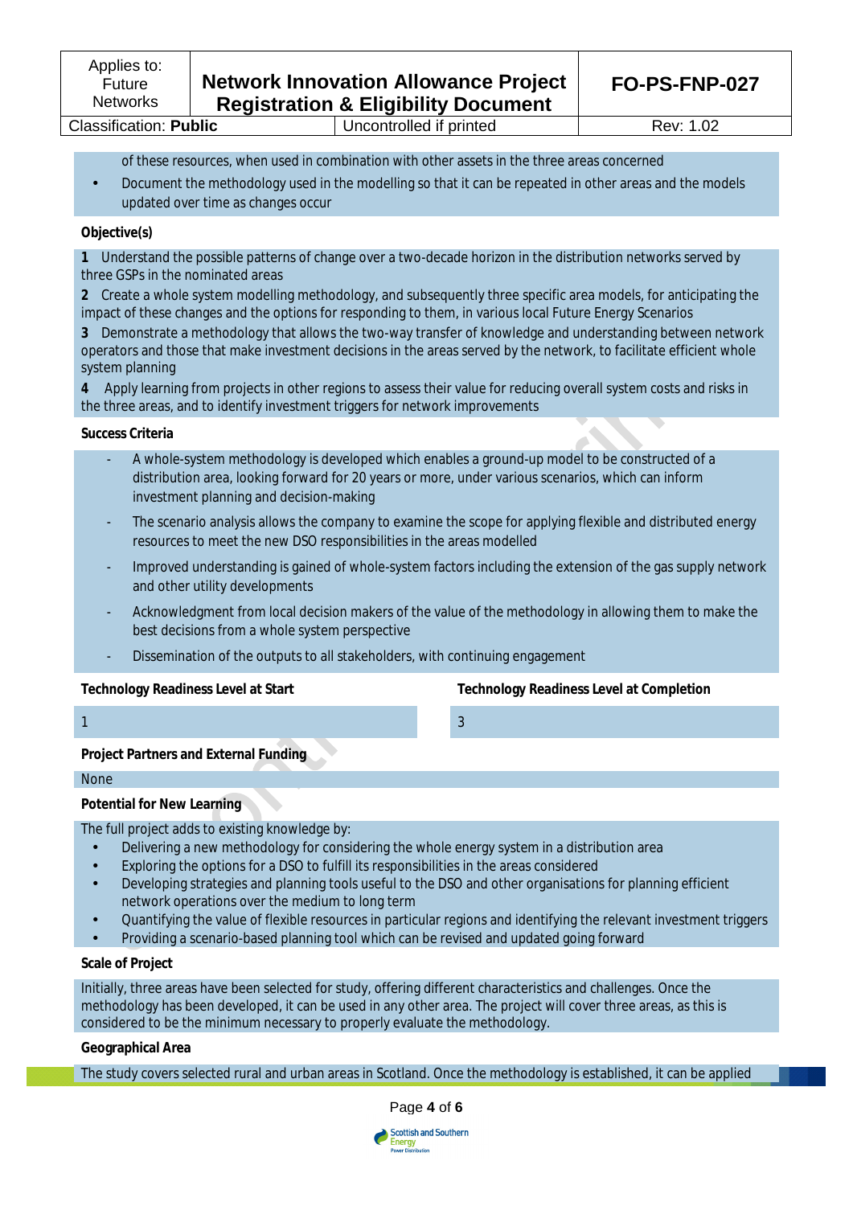of these resources, when used in combination with other assets in the three areas concerned

- Document the methodology used in the modelling so that it can be repeated in other areas and the models updated over time as changes occur

**Objective(s)**

**1** Understand the possible patterns of change over a two-decade horizon in the distribution networks served by three GSPs in the nominated areas

**2** Create a whole system modelling methodology, and subsequently three specific area models, for anticipating the impact of these changes and the options for responding to them, in various local Future Energy Scenarios

**3** Demonstrate a methodology that allows the two-way transfer of knowledge and understanding between network operators and those that make investment decisions in the areas served by the network, to facilitate efficient whole system planning

**4** Apply learning from projects in other regions to assess their value for reducing overall system costs and risks in the three areas, and to identify investment triggers for network improvements

**Success Criteria**

- A whole-system methodology is developed which enables a ground-up model to be constructed of a distribution area, looking forward for 20 years or more, under various scenarios, which can inform investment planning and decision-making
- The scenario analysis allows the company to examine the scope for applying flexible and distributed energy resources to meet the new DSO responsibilities in the areas modelled
- Improved understanding is gained of whole-system factors including the extension of the gas supply network and other utility developments
- Acknowledgment from local decision makers of the value of the methodology in allowing them to make the best decisions from a whole system perspective
- Dissemination of the outputs to all stakeholders, with continuing engagement

| Technology Readiness Level at Start | Technology Readiness Level at Completion |
|---|---|
| 1 | 3 |

**Project Partners and External Funding**

None

**Potential for New Learning**

The full project adds to existing knowledge by:

- Delivering a new methodology for considering the whole energy system in a distribution area
- Exploring the options for a DSO to fulfill its responsibilities in the areas considered
- Developing strategies and planning tools useful to the DSO and other organisations for planning efficient network operations over the medium to long term
- Quantifying the value of flexible resources in particular regions and identifying the relevant investment triggers
- Providing a scenario-based planning tool which can be revised and updated going forward

**Scale of Project**

Initially, three areas have been selected for study, offering different characteristics and challenges. Once the methodology has been developed, it can be used in any other area. The project will cover three areas, as this is considered to be the minimum necessary to properly evaluate the methodology.

**Geographical Area**

The study covers selected rural and urban areas in Scotland. Once the methodology is established, it can be applied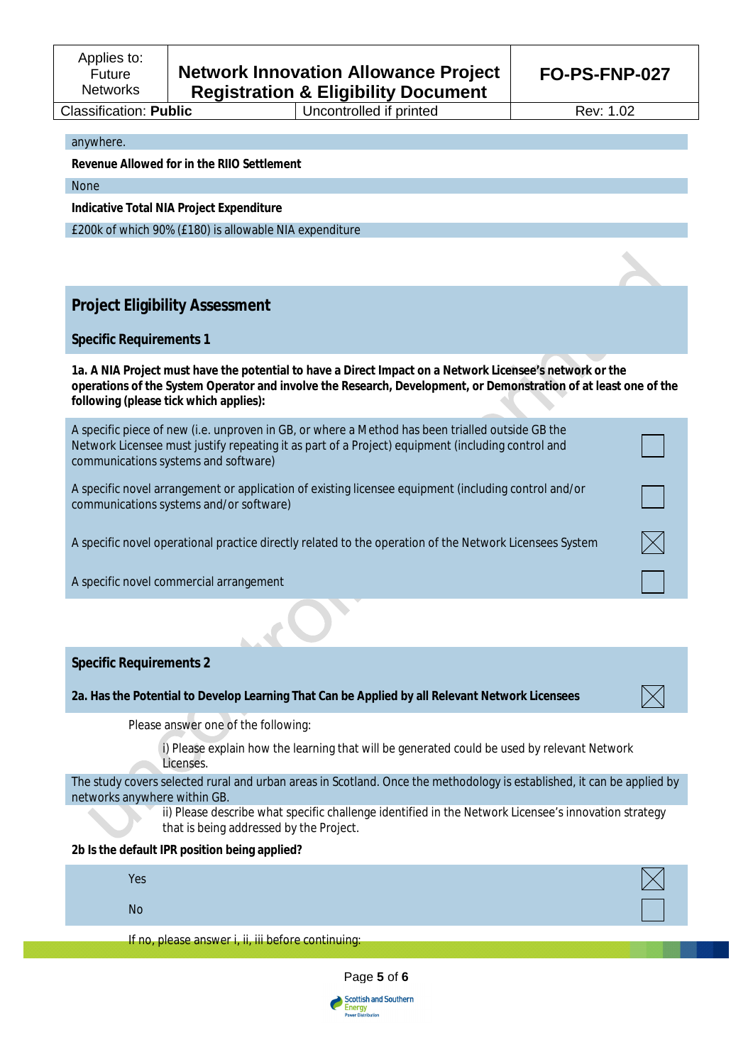anywhere.

**Revenue Allowed for in the RIIO Settlement**

None

**Indicative Total NIA Project Expenditure**

£200k of which 90% (£180) is allowable NIA expenditure

## Project Eligibility Assessment

### Specific Requirements 1

**1a. A NIA Project must have the potential to have a Direct Impact on a Network Licensee's network or the operations of the System Operator and involve the Research, Development, or Demonstration of at least one of the following (please tick which applies):**

| Option | Selected |
|---|---|
| A specific piece of new (i.e. unproven in GB, or where a Method has been trialled outside GB the Network Licensee must justify repeating it as part of a Project) equipment (including control and communications systems and software) | ☐ |
| A specific novel arrangement or application of existing licensee equipment (including control and/or communications systems and/or software) | ☐ |
| A specific novel operational practice directly related to the operation of the Network Licensees System | ☒ |
| A specific novel commercial arrangement | ☐ |

### Specific Requirements 2

**2a. Has the Potential to Develop Learning That Can be Applied by all Relevant Network Licensees** ☒

Please answer one of the following:

i) Please explain how the learning that will be generated could be used by relevant Network Licenses.

The study covers selected rural and urban areas in Scotland. Once the methodology is established, it can be applied by networks anywhere within GB.

ii) Please describe what specific challenge identified in the Network Licensee's innovation strategy that is being addressed by the Project.

**2b Is the default IPR position being applied?**

| Option | Selected |
|---|---|
| Yes | ☒ |
| No | ☐ |

If no, please answer i, ii, iii before continuing: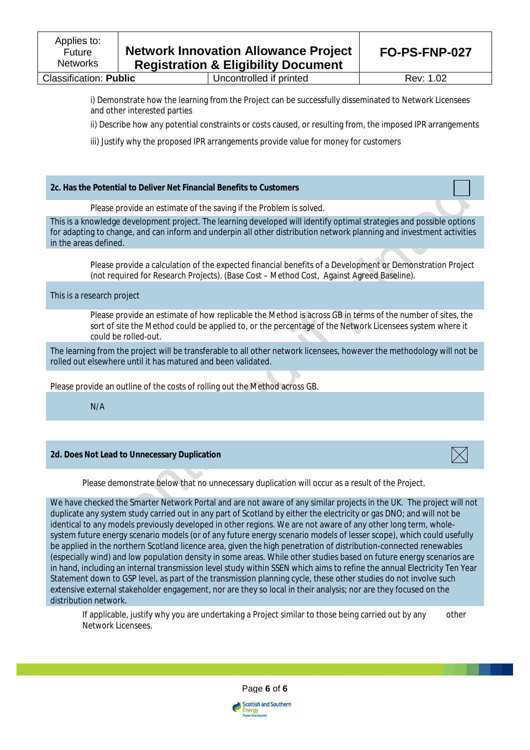i) Demonstrate how the learning from the Project can be successfully disseminated to Network Licensees and other interested parties

ii) Describe how any potential constraints or costs caused, or resulting from, the imposed IPR arrangements

iii) Justify why the proposed IPR arrangements provide value for money for customers

### 2c. Has the Potential to Deliver Net Financial Benefits to Customers ☐

Please provide an estimate of the saving if the Problem is solved.

This is a knowledge development project. The learning developed will identify optimal strategies and possible options for adapting to change, and can inform and underpin all other distribution network planning and investment activities in the areas defined.

Please provide a calculation of the expected financial benefits of a Development or Demonstration Project (not required for Research Projects). (Base Cost – Method Cost, Against Agreed Baseline).

This is a research project

Please provide an estimate of how replicable the Method is across GB in terms of the number of sites, the sort of site the Method could be applied to, or the percentage of the Network Licensees system where it could be rolled-out.

The learning from the project will be transferable to all other network licensees, however the methodology will not be rolled out elsewhere until it has matured and been validated.

Please provide an outline of the costs of rolling out the Method across GB.

N/A

### 2d. Does Not Lead to Unnecessary Duplication ☒

Please demonstrate below that no unnecessary duplication will occur as a result of the Project.

We have checked the Smarter Network Portal and are not aware of any similar projects in the UK. The project will not duplicate any system study carried out in any part of Scotland by either the electricity or gas DNO; and will not be identical to any models previously developed in other regions. We are not aware of any other long term, whole-system future energy scenario models (or of any future energy scenario models of lesser scope), which could usefully be applied in the northern Scotland licence area, given the high penetration of distribution-connected renewables (especially wind) and low population density in some areas. While other studies based on future energy scenarios are in hand, including an internal transmission level study within SSEN which aims to refine the annual Electricity Ten Year Statement down to GSP level, as part of the transmission planning cycle, these other studies do not involve such extensive external stakeholder engagement, nor are they so local in their analysis; nor are they focused on the distribution network.

If applicable, justify why you are undertaking a Project similar to those being carried out by any other Network Licensees.